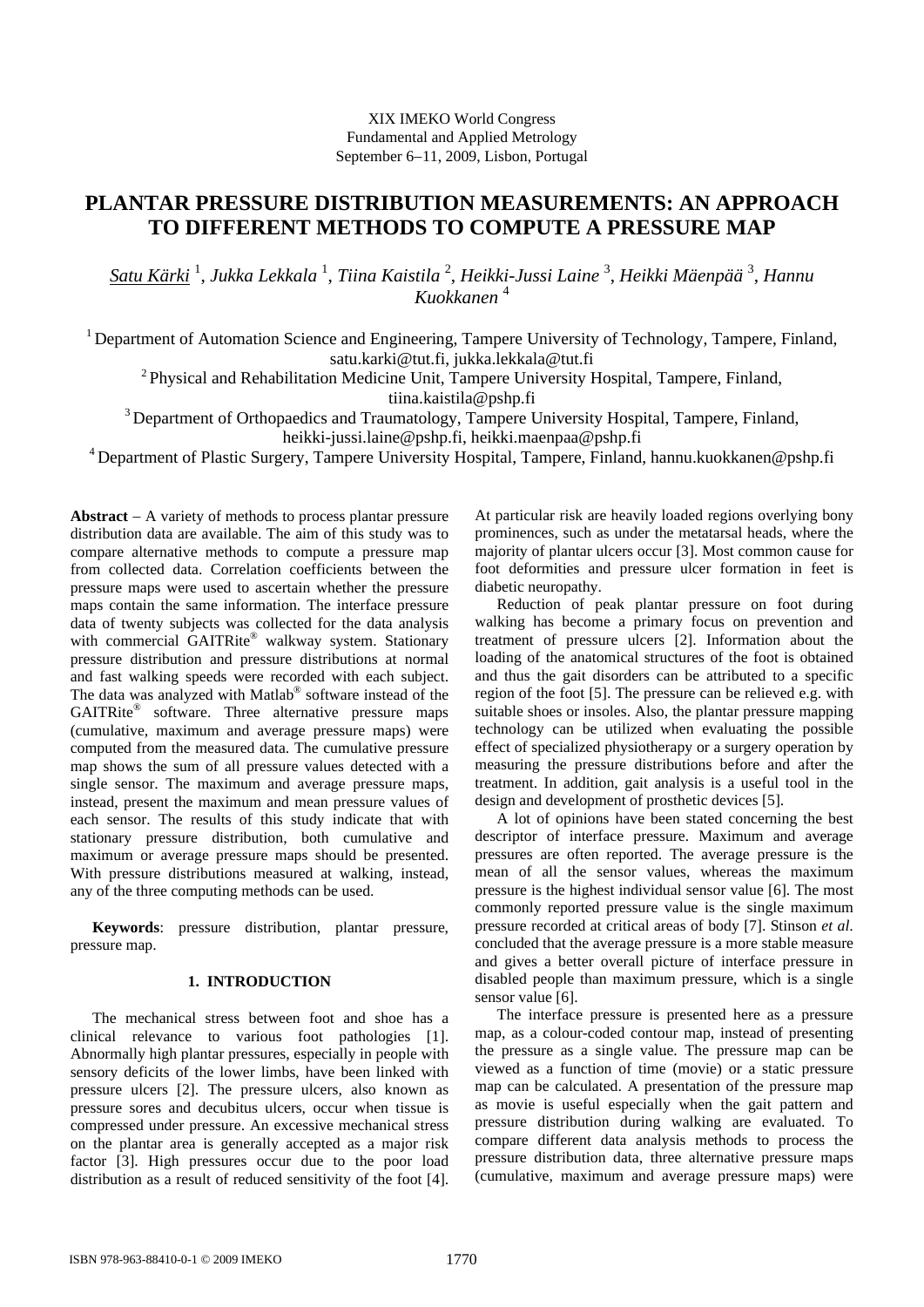XIX IMEKO World Congress
Fundamental and Applied Metrology
September 6−11, 2009, Lisbon, Portugal

# PLANTAR PRESSURE DISTRIBUTION MEASUREMENTS: AN APPROACH TO DIFFERENT METHODS TO COMPUTE A PRESSURE MAP

*Satu Kärki* [1], *Jukka Lekkala* [1], *Tiina Kaistila* [2], *Heikki-Jussi Laine* [3], *Heikki Mäenpää* [3], *Hannu Kuokkanen* [4]

[1] Department of Automation Science and Engineering, Tampere University of Technology, Tampere, Finland, satu.karki@tut.fi, jukka.lekkala@tut.fi

[2] Physical and Rehabilitation Medicine Unit, Tampere University Hospital, Tampere, Finland, tiina.kaistila@pshp.fi

[3] Department of Orthopaedics and Traumatology, Tampere University Hospital, Tampere, Finland, heikki-jussi.laine@pshp.fi, heikki.maenpaa@pshp.fi

[4] Department of Plastic Surgery, Tampere University Hospital, Tampere, Finland, hannu.kuokkanen@pshp.fi

**Abstract** – A variety of methods to process plantar pressure distribution data are available. The aim of this study was to compare alternative methods to compute a pressure map from collected data. Correlation coefficients between the pressure maps were used to ascertain whether the pressure maps contain the same information. The interface pressure data of twenty subjects was collected for the data analysis with commercial GAITRite® walkway system. Stationary pressure distribution and pressure distributions at normal and fast walking speeds were recorded with each subject. The data was analyzed with Matlab® software instead of the GAITRite® software. Three alternative pressure maps (cumulative, maximum and average pressure maps) were computed from the measured data. The cumulative pressure map shows the sum of all pressure values detected with a single sensor. The maximum and average pressure maps, instead, present the maximum and mean pressure values of each sensor. The results of this study indicate that with stationary pressure distribution, both cumulative and maximum or average pressure maps should be presented. With pressure distributions measured at walking, instead, any of the three computing methods can be used.

**Keywords**: pressure distribution, plantar pressure, pressure map.

## 1. INTRODUCTION

The mechanical stress between foot and shoe has a clinical relevance to various foot pathologies [1]. Abnormally high plantar pressures, especially in people with sensory deficits of the lower limbs, have been linked with pressure ulcers [2]. The pressure ulcers, also known as pressure sores and decubitus ulcers, occur when tissue is compressed under pressure. An excessive mechanical stress on the plantar area is generally accepted as a major risk factor [3]. High pressures occur due to the poor load distribution as a result of reduced sensitivity of the foot [4]. At particular risk are heavily loaded regions overlying bony prominences, such as under the metatarsal heads, where the majority of plantar ulcers occur [3]. Most common cause for foot deformities and pressure ulcer formation in feet is diabetic neuropathy.

Reduction of peak plantar pressure on foot during walking has become a primary focus on prevention and treatment of pressure ulcers [2]. Information about the loading of the anatomical structures of the foot is obtained and thus the gait disorders can be attributed to a specific region of the foot [5]. The pressure can be relieved e.g. with suitable shoes or insoles. Also, the plantar pressure mapping technology can be utilized when evaluating the possible effect of specialized physiotherapy or a surgery operation by measuring the pressure distributions before and after the treatment. In addition, gait analysis is a useful tool in the design and development of prosthetic devices [5].

A lot of opinions have been stated concerning the best descriptor of interface pressure. Maximum and average pressures are often reported. The average pressure is the mean of all the sensor values, whereas the maximum pressure is the highest individual sensor value [6]. The most commonly reported pressure value is the single maximum pressure recorded at critical areas of body [7]. Stinson *et al.* concluded that the average pressure is a more stable measure and gives a better overall picture of interface pressure in disabled people than maximum pressure, which is a single sensor value [6].

The interface pressure is presented here as a pressure map, as a colour-coded contour map, instead of presenting the pressure as a single value. The pressure map can be viewed as a function of time (movie) or a static pressure map can be calculated. A presentation of the pressure map as movie is useful especially when the gait pattern and pressure distribution during walking are evaluated. To compare different data analysis methods to process the pressure distribution data, three alternative pressure maps (cumulative, maximum and average pressure maps) were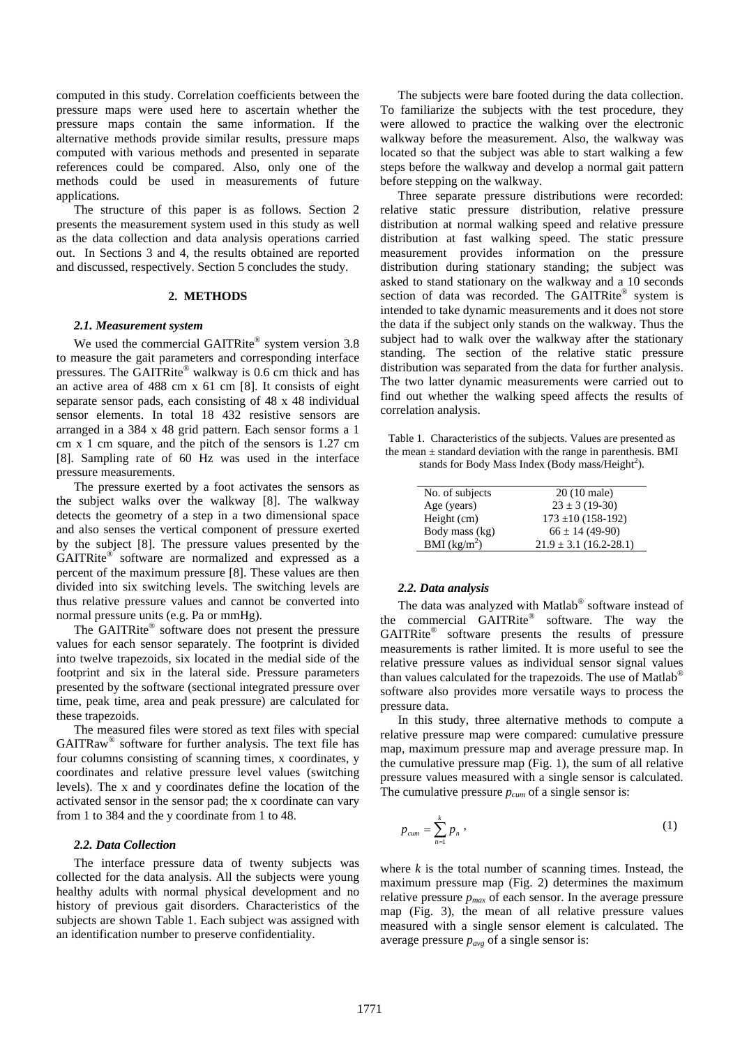computed in this study. Correlation coefficients between the pressure maps were used here to ascertain whether the pressure maps contain the same information. If the alternative methods provide similar results, pressure maps computed with various methods and presented in separate references could be compared. Also, only one of the methods could be used in measurements of future applications.

The structure of this paper is as follows. Section 2 presents the measurement system used in this study as well as the data collection and data analysis operations carried out. In Sections 3 and 4, the results obtained are reported and discussed, respectively. Section 5 concludes the study.

## 2. METHODS

### *2.1. Measurement system*

We used the commercial GAITRite® system version 3.8 to measure the gait parameters and corresponding interface pressures. The GAITRite® walkway is 0.6 cm thick and has an active area of 488 cm x 61 cm [8]. It consists of eight separate sensor pads, each consisting of 48 x 48 individual sensor elements. In total 18 432 resistive sensors are arranged in a 384 x 48 grid pattern. Each sensor forms a 1 cm x 1 cm square, and the pitch of the sensors is 1.27 cm [8]. Sampling rate of 60 Hz was used in the interface pressure measurements.

The pressure exerted by a foot activates the sensors as the subject walks over the walkway [8]. The walkway detects the geometry of a step in a two dimensional space and also senses the vertical component of pressure exerted by the subject [8]. The pressure values presented by the GAITRite® software are normalized and expressed as a percent of the maximum pressure [8]. These values are then divided into six switching levels. The switching levels are thus relative pressure values and cannot be converted into normal pressure units (e.g. Pa or mmHg).

The GAITRite® software does not present the pressure values for each sensor separately. The footprint is divided into twelve trapezoids, six located in the medial side of the footprint and six in the lateral side. Pressure parameters presented by the software (sectional integrated pressure over time, peak time, area and peak pressure) are calculated for these trapezoids.

The measured files were stored as text files with special GAITRaw® software for further analysis. The text file has four columns consisting of scanning times, x coordinates, y coordinates and relative pressure level values (switching levels). The x and y coordinates define the location of the activated sensor in the sensor pad; the x coordinate can vary from 1 to 384 and the y coordinate from 1 to 48.

### *2.2. Data Collection*

The interface pressure data of twenty subjects was collected for the data analysis. All the subjects were young healthy adults with normal physical development and no history of previous gait disorders. Characteristics of the subjects are shown Table 1. Each subject was assigned with an identification number to preserve confidentiality.

The subjects were bare footed during the data collection. To familiarize the subjects with the test procedure, they were allowed to practice the walking over the electronic walkway before the measurement. Also, the walkway was located so that the subject was able to start walking a few steps before the walkway and develop a normal gait pattern before stepping on the walkway.

Three separate pressure distributions were recorded: relative static pressure distribution, relative pressure distribution at normal walking speed and relative pressure distribution at fast walking speed. The static pressure measurement provides information on the pressure distribution during stationary standing; the subject was asked to stand stationary on the walkway and a 10 seconds section of data was recorded. The GAITRite® system is intended to take dynamic measurements and it does not store the data if the subject only stands on the walkway. Thus the subject had to walk over the walkway after the stationary standing. The section of the relative static pressure distribution was separated from the data for further analysis. The two latter dynamic measurements were carried out to find out whether the walking speed affects the results of correlation analysis.

Table 1. Characteristics of the subjects. Values are presented as the mean ± standard deviation with the range in parenthesis. BMI stands for Body Mass Index (Body mass/Height$^2$).

| | |
|---|---|
| No. of subjects | 20 (10 male) |
| Age (years) | 23 ± 3 (19-30) |
| Height (cm) | 173 ±10 (158-192) |
| Body mass (kg) | 66 ± 14 (49-90) |
| BMI (kg/m$^2$) | 21.9 ± 3.1 (16.2-28.1) |

### *2.2. Data analysis*

The data was analyzed with Matlab® software instead of the commercial GAITRite® software. The way the GAITRite® software presents the results of pressure measurements is rather limited. It is more useful to see the relative pressure values as individual sensor signal values than values calculated for the trapezoids. The use of Matlab® software also provides more versatile ways to process the pressure data.

In this study, three alternative methods to compute a relative pressure map were compared: cumulative pressure map, maximum pressure map and average pressure map. In the cumulative pressure map (Fig. 1), the sum of all relative pressure values measured with a single sensor is calculated. The cumulative pressure $p_{cum}$ of a single sensor is:

$$p_{cum} = \sum_{n=1}^{k} p_n \,, \tag{1}$$

where $k$ is the total number of scanning times. Instead, the maximum pressure map (Fig. 2) determines the maximum relative pressure $p_{max}$ of each sensor. In the average pressure map (Fig. 3), the mean of all relative pressure values measured with a single sensor element is calculated. The average pressure $p_{avg}$ of a single sensor is: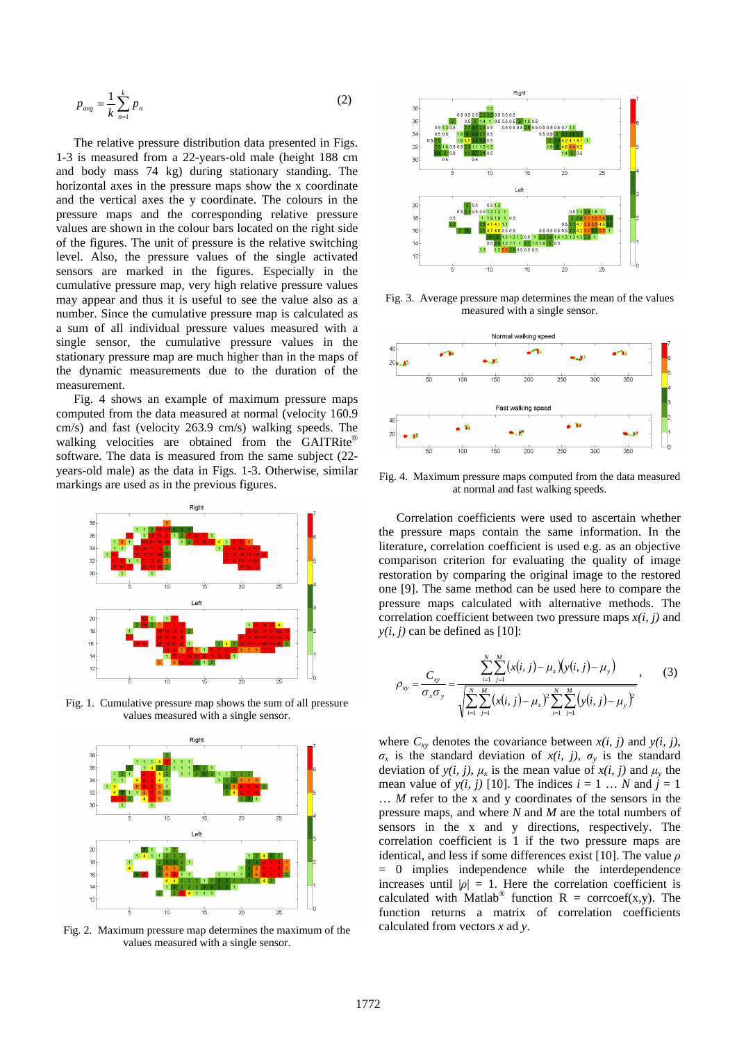$$p_{avg} = \frac{1}{k}\sum_{n=1}^{k} p_n \qquad (2)$$

The relative pressure distribution data presented in Figs. 1-3 is measured from a 22-years-old male (height 188 cm and body mass 74 kg) during stationary standing. The horizontal axes in the pressure maps show the x coordinate and the vertical axes the y coordinate. The colours in the pressure maps and the corresponding relative pressure values are shown in the colour bars located on the right side of the figures. The unit of pressure is the relative switching level. Also, the pressure values of the single activated sensors are marked in the figures. Especially in the cumulative pressure map, very high relative pressure values may appear and thus it is useful to see the value also as a number. Since the cumulative pressure map is calculated as a sum of all individual pressure values measured with a single sensor, the cumulative pressure values in the stationary pressure map are much higher than in the maps of the dynamic measurements due to the duration of the measurement.

Fig. 4 shows an example of maximum pressure maps computed from the data measured at normal (velocity 160.9 cm/s) and fast (velocity 263.9 cm/s) walking speeds. The walking velocities are obtained from the GAITRite® software. The data is measured from the same subject (22-years-old male) as the data in Figs. 1-3. Otherwise, similar markings are used as in the previous figures.

Fig. 1. Cumulative pressure map shows the sum of all pressure values measured with a single sensor.

Fig. 2. Maximum pressure map determines the maximum of the values measured with a single sensor.

Fig. 3. Average pressure map determines the mean of the values measured with a single sensor.

Fig. 4. Maximum pressure maps computed from the data measured at normal and fast walking speeds.

Correlation coefficients were used to ascertain whether the pressure maps contain the same information. In the literature, correlation coefficient is used e.g. as an objective comparison criterion for evaluating the quality of image restoration by comparing the original image to the restored one [9]. The same method can be used here to compare the pressure maps calculated with alternative methods. The correlation coefficient between two pressure maps $x(i, j)$ and $y(i, j)$ can be defined as [10]:

$$\rho_{xy} = \frac{C_{xy}}{\sigma_x \sigma_y} = \frac{\sum_{i=1}^{N}\sum_{j=1}^{M}(x(i,j)-\mu_x)(y(i,j)-\mu_y)}{\sqrt{\sum_{i=1}^{N}\sum_{j=1}^{M}(x(i,j)-\mu_x)^2 \sum_{i=1}^{N}\sum_{j=1}^{M}(y(i,j)-\mu_y)^2}}, \qquad (3)$$

where $C_{xy}$ denotes the covariance between $x(i, j)$ and $y(i, j)$, $\sigma_x$ is the standard deviation of $x(i, j)$, $\sigma_y$ is the standard deviation of $y(i, j)$, $\mu_x$ is the mean value of $x(i, j)$ and $\mu_y$ the mean value of $y(i, j)$ [10]. The indices $i = 1 \ldots N$ and $j = 1 \ldots M$ refer to the x and y coordinates of the sensors in the pressure maps, and where $N$ and $M$ are the total numbers of sensors in the x and y directions, respectively. The correlation coefficient is 1 if the two pressure maps are identical, and less if some differences exist [10]. The value $\rho = 0$ implies independence while the interdependence increases until $|\rho| = 1$. Here the correlation coefficient is calculated with Matlab® function R = corrcoef(x,y). The function returns a matrix of correlation coefficients calculated from vectors $x$ ad $y$.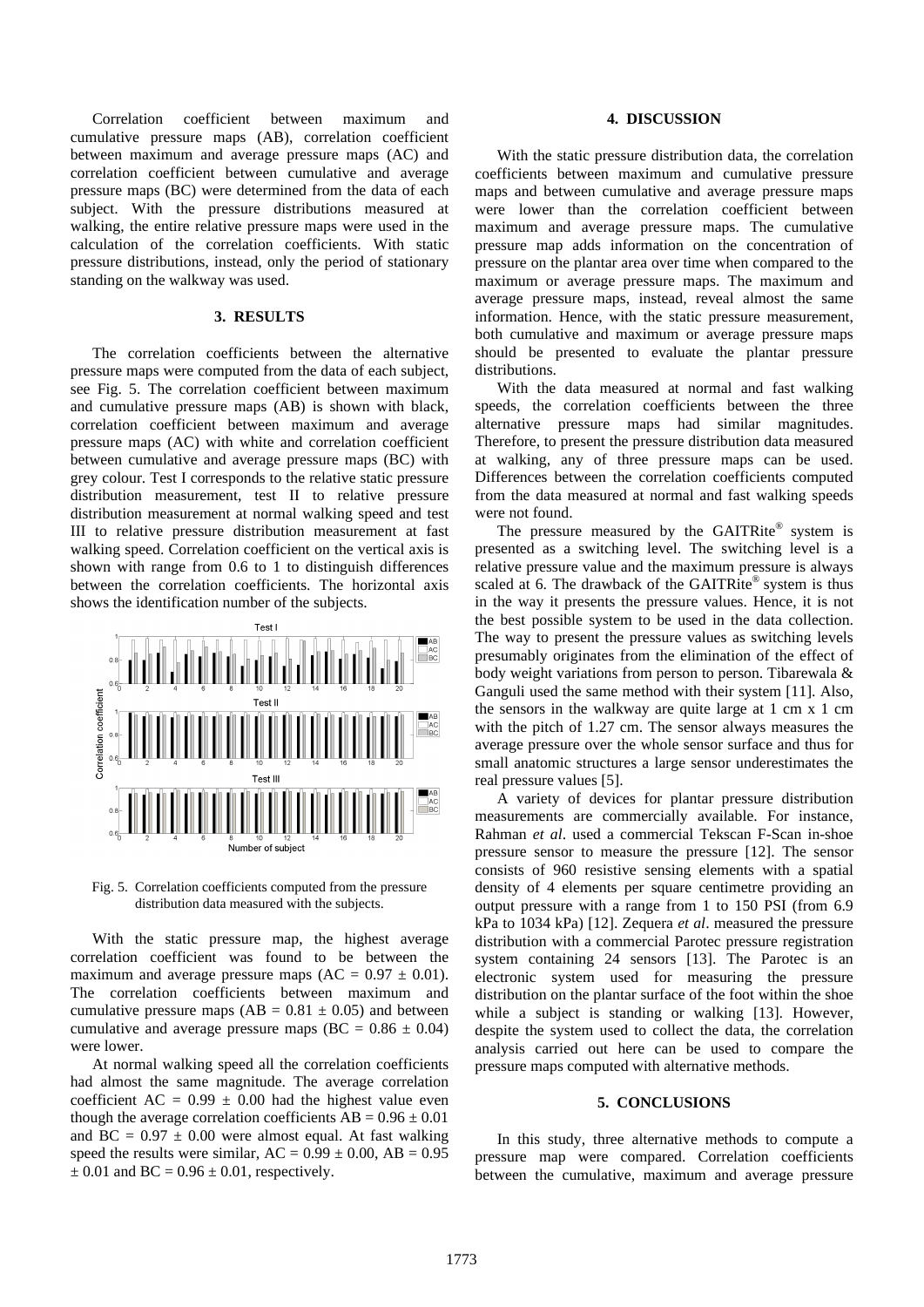Correlation coefficient between maximum and cumulative pressure maps (AB), correlation coefficient between maximum and average pressure maps (AC) and correlation coefficient between cumulative and average pressure maps (BC) were determined from the data of each subject. With the pressure distributions measured at walking, the entire relative pressure maps were used in the calculation of the correlation coefficients. With static pressure distributions, instead, only the period of stationary standing on the walkway was used.

## 3. RESULTS

The correlation coefficients between the alternative pressure maps were computed from the data of each subject, see Fig. 5. The correlation coefficient between maximum and cumulative pressure maps (AB) is shown with black, correlation coefficient between maximum and average pressure maps (AC) with white and correlation coefficient between cumulative and average pressure maps (BC) with grey colour. Test I corresponds to the relative static pressure distribution measurement, test II to relative pressure distribution measurement at normal walking speed and test III to relative pressure distribution measurement at fast walking speed. Correlation coefficient on the vertical axis is shown with range from 0.6 to 1 to distinguish differences between the correlation coefficients. The horizontal axis shows the identification number of the subjects.

Fig. 5. Correlation coefficients computed from the pressure distribution data measured with the subjects.

With the static pressure map, the highest average correlation coefficient was found to be between the maximum and average pressure maps (AC = 0.97 ± 0.01). The correlation coefficients between maximum and cumulative pressure maps (AB = 0.81 ± 0.05) and between cumulative and average pressure maps (BC = 0.86 ± 0.04) were lower.

At normal walking speed all the correlation coefficients had almost the same magnitude. The average correlation coefficient AC = 0.99 ± 0.00 had the highest value even though the average correlation coefficients AB = 0.96 ± 0.01 and BC = 0.97 ± 0.00 were almost equal. At fast walking speed the results were similar, AC = 0.99 ± 0.00, AB = 0.95 ± 0.01 and BC = 0.96 ± 0.01, respectively.

## 4. DISCUSSION

With the static pressure distribution data, the correlation coefficients between maximum and cumulative pressure maps and between cumulative and average pressure maps were lower than the correlation coefficient between maximum and average pressure maps. The cumulative pressure map adds information on the concentration of pressure on the plantar area over time when compared to the maximum or average pressure maps. The maximum and average pressure maps, instead, reveal almost the same information. Hence, with the static pressure measurement, both cumulative and maximum or average pressure maps should be presented to evaluate the plantar pressure distributions.

With the data measured at normal and fast walking speeds, the correlation coefficients between the three alternative pressure maps had similar magnitudes. Therefore, to present the pressure distribution data measured at walking, any of three pressure maps can be used. Differences between the correlation coefficients computed from the data measured at normal and fast walking speeds were not found.

The pressure measured by the GAITRite® system is presented as a switching level. The switching level is a relative pressure value and the maximum pressure is always scaled at 6. The drawback of the GAITRite® system is thus in the way it presents the pressure values. Hence, it is not the best possible system to be used in the data collection. The way to present the pressure values as switching levels presumably originates from the elimination of the effect of body weight variations from person to person. Tibarewala & Ganguli used the same method with their system [11]. Also, the sensors in the walkway are quite large at 1 cm x 1 cm with the pitch of 1.27 cm. The sensor always measures the average pressure over the whole sensor surface and thus for small anatomic structures a large sensor underestimates the real pressure values [5].

A variety of devices for plantar pressure distribution measurements are commercially available. For instance, Rahman *et al*. used a commercial Tekscan F-Scan in-shoe pressure sensor to measure the pressure [12]. The sensor consists of 960 resistive sensing elements with a spatial density of 4 elements per square centimetre providing an output pressure with a range from 1 to 150 PSI (from 6.9 kPa to 1034 kPa) [12]. Zequera *et al*. measured the pressure distribution with a commercial Parotec pressure registration system containing 24 sensors [13]. The Parotec is an electronic system used for measuring the pressure distribution on the plantar surface of the foot within the shoe while a subject is standing or walking [13]. However, despite the system used to collect the data, the correlation analysis carried out here can be used to compare the pressure maps computed with alternative methods.

## 5. CONCLUSIONS

In this study, three alternative methods to compute a pressure map were compared. Correlation coefficients between the cumulative, maximum and average pressure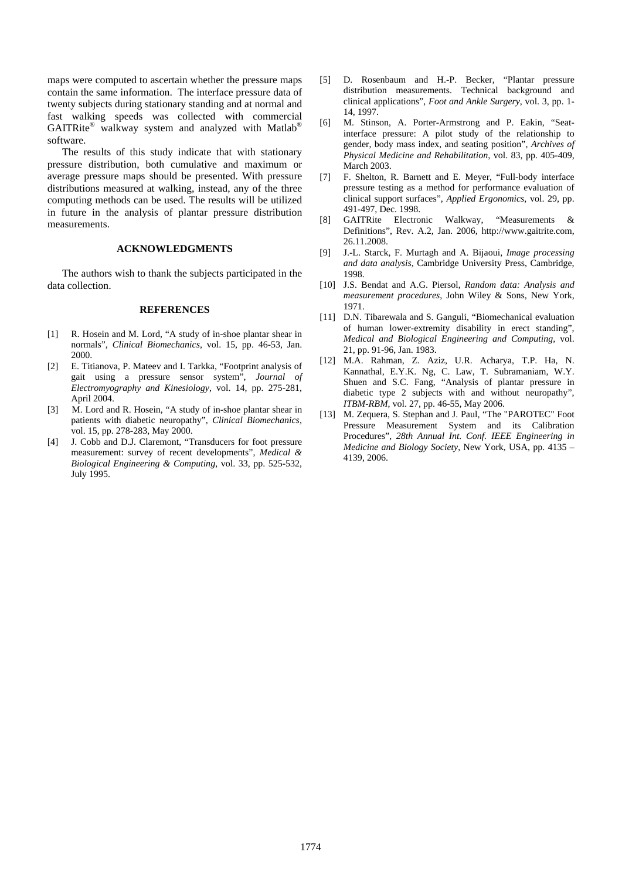maps were computed to ascertain whether the pressure maps contain the same information. The interface pressure data of twenty subjects during stationary standing and at normal and fast walking speeds was collected with commercial GAITRite® walkway system and analyzed with Matlab® software.

The results of this study indicate that with stationary pressure distribution, both cumulative and maximum or average pressure maps should be presented. With pressure distributions measured at walking, instead, any of the three computing methods can be used. The results will be utilized in future in the analysis of plantar pressure distribution measurements.

## ACKNOWLEDGMENTS

The authors wish to thank the subjects participated in the data collection.

## REFERENCES

[1] R. Hosein and M. Lord, "A study of in-shoe plantar shear in normals", *Clinical Biomechanics*, vol. 15, pp. 46-53, Jan. 2000.

[2] E. Titianova, P. Mateev and I. Tarkka, "Footprint analysis of gait using a pressure sensor system", *Journal of Electromyography and Kinesiology*, vol. 14, pp. 275-281, April 2004.

[3] M. Lord and R. Hosein, "A study of in-shoe plantar shear in patients with diabetic neuropathy", *Clinical Biomechanics*, vol. 15, pp. 278-283, May 2000.

[4] J. Cobb and D.J. Claremont, "Transducers for foot pressure measurement: survey of recent developments", *Medical & Biological Engineering & Computing*, vol. 33, pp. 525-532, July 1995.

[5] D. Rosenbaum and H.-P. Becker, "Plantar pressure distribution measurements. Technical background and clinical applications", *Foot and Ankle Surgery*, vol. 3, pp. 1-14, 1997.

[6] M. Stinson, A. Porter-Armstrong and P. Eakin, "Seat-interface pressure: A pilot study of the relationship to gender, body mass index, and seating position", *Archives of Physical Medicine and Rehabilitation*, vol. 83, pp. 405-409, March 2003.

[7] F. Shelton, R. Barnett and E. Meyer, "Full-body interface pressure testing as a method for performance evaluation of clinical support surfaces", *Applied Ergonomics*, vol. 29, pp. 491-497, Dec. 1998.

[8] GAITRite Electronic Walkway, "Measurements & Definitions", Rev. A.2, Jan. 2006, http://www.gaitrite.com, 26.11.2008.

[9] J.-L. Starck, F. Murtagh and A. Bijaoui, *Image processing and data analysis*, Cambridge University Press, Cambridge, 1998.

[10] J.S. Bendat and A.G. Piersol, *Random data: Analysis and measurement procedures*, John Wiley & Sons, New York, 1971.

[11] D.N. Tibarewala and S. Ganguli, "Biomechanical evaluation of human lower-extremity disability in erect standing", *Medical and Biological Engineering and Computing*, vol. 21, pp. 91-96, Jan. 1983.

[12] M.A. Rahman, Z. Aziz, U.R. Acharya, T.P. Ha, N. Kannathal, E.Y.K. Ng, C. Law, T. Subramaniam, W.Y. Shuen and S.C. Fang, "Analysis of plantar pressure in diabetic type 2 subjects with and without neuropathy", *ITBM-RBM*, vol. 27, pp. 46-55, May 2006.

[13] M. Zequera, S. Stephan and J. Paul, "The "PAROTEC" Foot Pressure Measurement System and its Calibration Procedures", *28th Annual Int. Conf. IEEE Engineering in Medicine and Biology Society*, New York, USA, pp. 4135 – 4139, 2006.